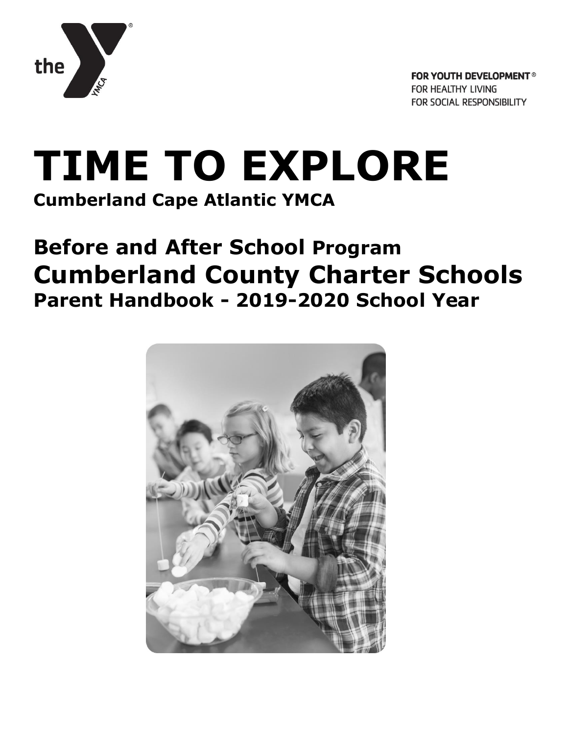FOR YOUTH DEVELOPMENT®
FOR HEALTHY LIVING
FOR SOCIAL RESPONSIBILITY

# TIME TO EXPLORE

**Cumberland Cape Atlantic YMCA**

## Before and After School Program

## Cumberland County Charter Schools

### Parent Handbook - 2019-2020 School Year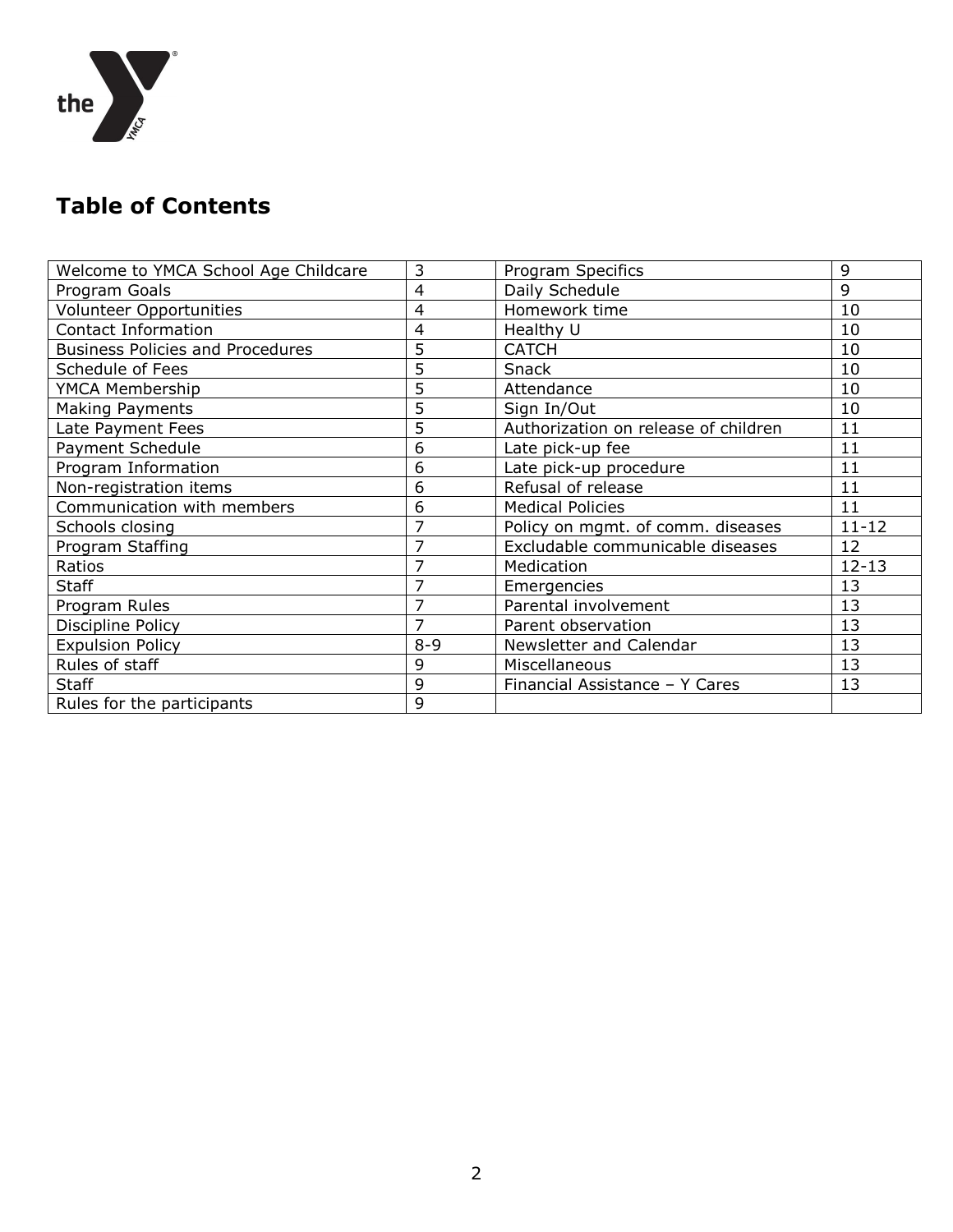## Table of Contents

| | | | |
|---|---|---|---|
| Welcome to YMCA School Age Childcare | 3 | Program Specifics | 9 |
| Program Goals | 4 | Daily Schedule | 9 |
| Volunteer Opportunities | 4 | Homework time | 10 |
| Contact Information | 4 | Healthy U | 10 |
| Business Policies and Procedures | 5 | CATCH | 10 |
| Schedule of Fees | 5 | Snack | 10 |
| YMCA Membership | 5 | Attendance | 10 |
| Making Payments | 5 | Sign In/Out | 10 |
| Late Payment Fees | 5 | Authorization on release of children | 11 |
| Payment Schedule | 6 | Late pick-up fee | 11 |
| Program Information | 6 | Late pick-up procedure | 11 |
| Non-registration items | 6 | Refusal of release | 11 |
| Communication with members | 6 | Medical Policies | 11 |
| Schools closing | 7 | Policy on mgmt. of comm. diseases | 11-12 |
| Program Staffing | 7 | Excludable communicable diseases | 12 |
| Ratios | 7 | Medication | 12-13 |
| Staff | 7 | Emergencies | 13 |
| Program Rules | 7 | Parental involvement | 13 |
| Discipline Policy | 7 | Parent observation | 13 |
| Expulsion Policy | 8-9 | Newsletter and Calendar | 13 |
| Rules of staff | 9 | Miscellaneous | 13 |
| Staff | 9 | Financial Assistance – Y Cares | 13 |
| Rules for the participants | 9 | | |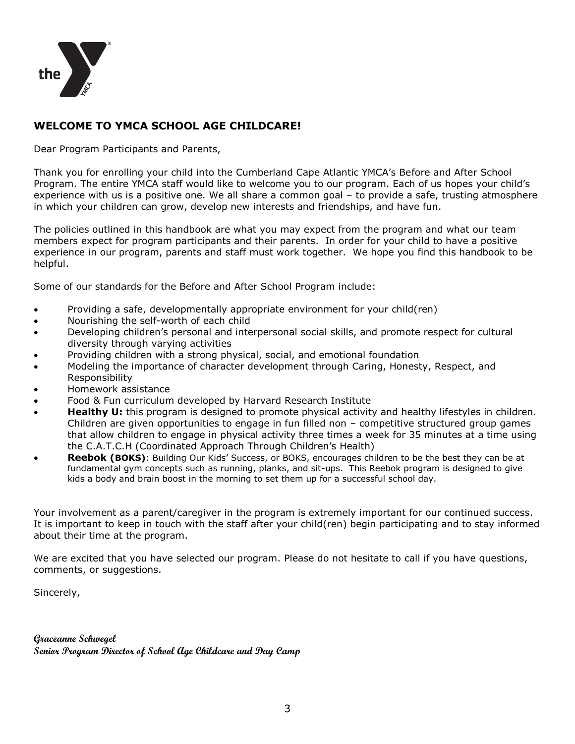## WELCOME TO YMCA SCHOOL AGE CHILDCARE!

Dear Program Participants and Parents,

Thank you for enrolling your child into the Cumberland Cape Atlantic YMCA's Before and After School Program. The entire YMCA staff would like to welcome you to our program. Each of us hopes your child's experience with us is a positive one. We all share a common goal – to provide a safe, trusting atmosphere in which your children can grow, develop new interests and friendships, and have fun.

The policies outlined in this handbook are what you may expect from the program and what our team members expect for program participants and their parents. In order for your child to have a positive experience in our program, parents and staff must work together. We hope you find this handbook to be helpful.

Some of our standards for the Before and After School Program include:

- Providing a safe, developmentally appropriate environment for your child(ren)
- Nourishing the self-worth of each child
- Developing children's personal and interpersonal social skills, and promote respect for cultural diversity through varying activities
- Providing children with a strong physical, social, and emotional foundation
- Modeling the importance of character development through Caring, Honesty, Respect, and Responsibility
- Homework assistance
- Food & Fun curriculum developed by Harvard Research Institute
- **Healthy U:** this program is designed to promote physical activity and healthy lifestyles in children. Children are given opportunities to engage in fun filled non – competitive structured group games that allow children to engage in physical activity three times a week for 35 minutes at a time using the C.A.T.C.H (Coordinated Approach Through Children's Health)
- **Reebok (BOKS)**: Building Our Kids' Success, or BOKS, encourages children to be the best they can be at fundamental gym concepts such as running, planks, and sit-ups. This Reebok program is designed to give kids a body and brain boost in the morning to set them up for a successful school day.

Your involvement as a parent/caregiver in the program is extremely important for our continued success. It is important to keep in touch with the staff after your child(ren) begin participating and to stay informed about their time at the program.

We are excited that you have selected our program. Please do not hesitate to call if you have questions, comments, or suggestions.

Sincerely,

***Graceanne Schwegel***
***Senior Program Director of School Age Childcare and Day Camp***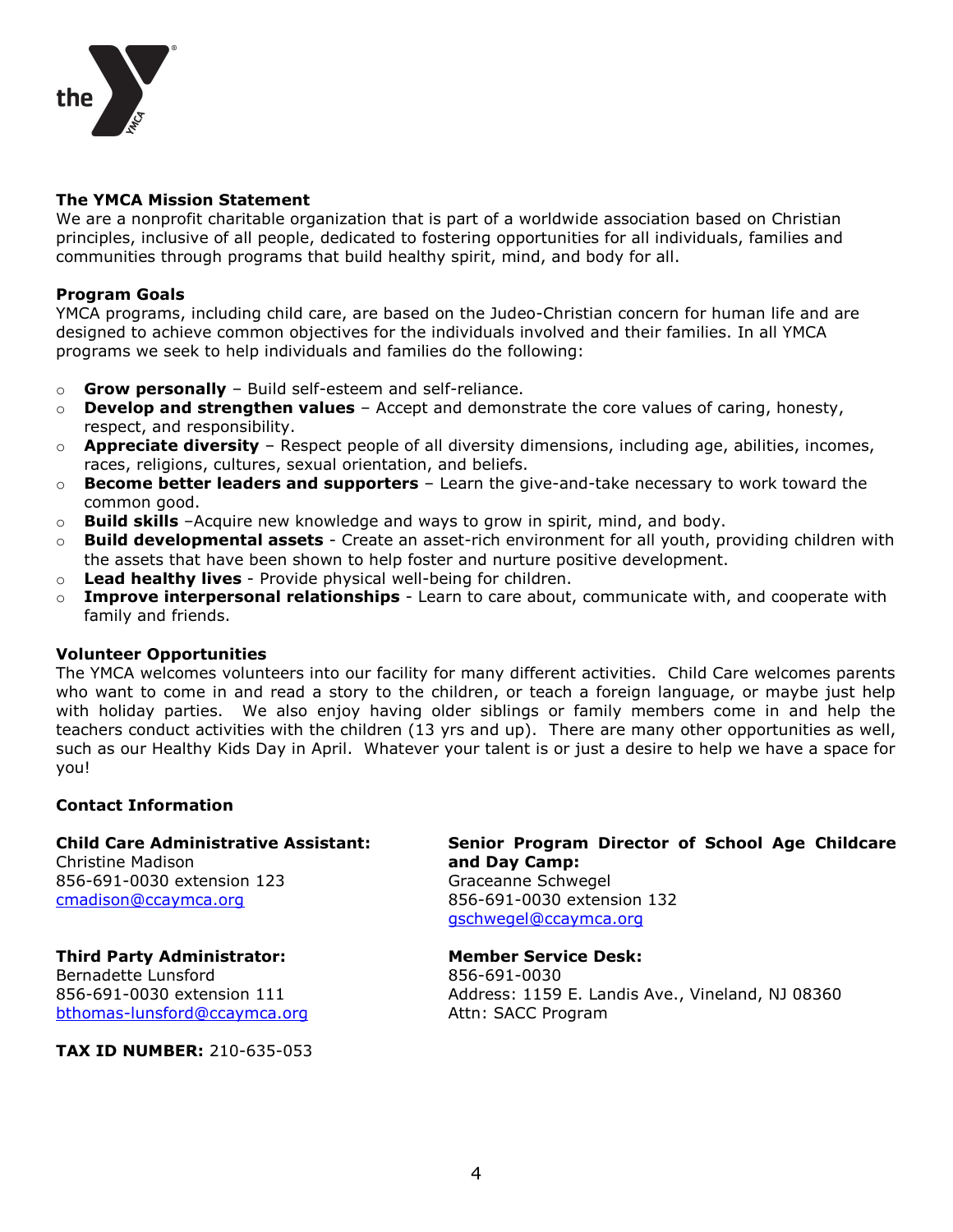## The YMCA Mission Statement

We are a nonprofit charitable organization that is part of a worldwide association based on Christian principles, inclusive of all people, dedicated to fostering opportunities for all individuals, families and communities through programs that build healthy spirit, mind, and body for all.

## Program Goals

YMCA programs, including child care, are based on the Judeo-Christian concern for human life and are designed to achieve common objectives for the individuals involved and their families. In all YMCA programs we seek to help individuals and families do the following:

- **Grow personally** – Build self-esteem and self-reliance.
- **Develop and strengthen values** – Accept and demonstrate the core values of caring, honesty, respect, and responsibility.
- **Appreciate diversity** – Respect people of all diversity dimensions, including age, abilities, incomes, races, religions, cultures, sexual orientation, and beliefs.
- **Become better leaders and supporters** – Learn the give-and-take necessary to work toward the common good.
- **Build skills** –Acquire new knowledge and ways to grow in spirit, mind, and body.
- **Build developmental assets** - Create an asset-rich environment for all youth, providing children with the assets that have been shown to help foster and nurture positive development.
- **Lead healthy lives** - Provide physical well-being for children.
- **Improve interpersonal relationships** - Learn to care about, communicate with, and cooperate with family and friends.

## Volunteer Opportunities

The YMCA welcomes volunteers into our facility for many different activities. Child Care welcomes parents who want to come in and read a story to the children, or teach a foreign language, or maybe just help with holiday parties. We also enjoy having older siblings or family members come in and help the teachers conduct activities with the children (13 yrs and up). There are many other opportunities as well, such as our Healthy Kids Day in April. Whatever your talent is or just a desire to help we have a space for you!

## Contact Information

**Child Care Administrative Assistant:**
Christine Madison
856-691-0030 extension 123
cmadison@ccaymca.org

**Senior Program Director of School Age Childcare and Day Camp:**
Graceanne Schwegel
856-691-0030 extension 132
gschwegel@ccaymca.org

**Third Party Administrator:**
Bernadette Lunsford
856-691-0030 extension 111
bthomas-lunsford@ccaymca.org

**Member Service Desk:**
856-691-0030
Address: 1159 E. Landis Ave., Vineland, NJ 08360
Attn: SACC Program

**TAX ID NUMBER:** 210-635-053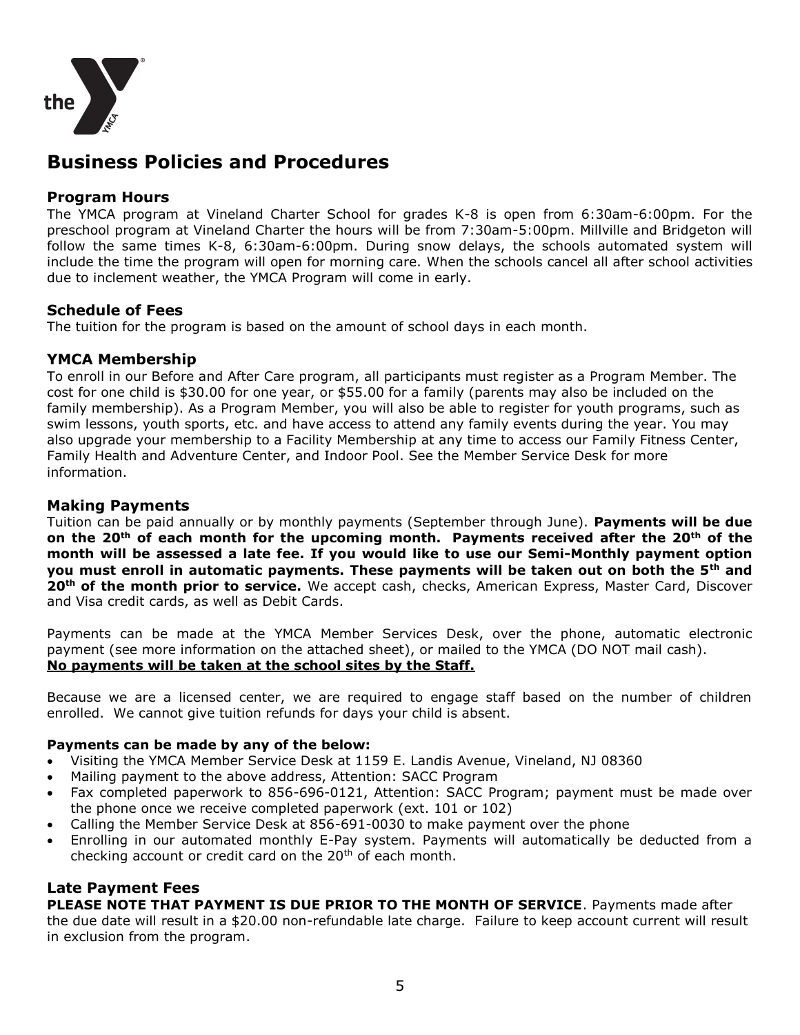# Business Policies and Procedures

## Program Hours

The YMCA program at Vineland Charter School for grades K-8 is open from 6:30am-6:00pm. For the preschool program at Vineland Charter the hours will be from 7:30am-5:00pm. Millville and Bridgeton will follow the same times K-8, 6:30am-6:00pm. During snow delays, the schools automated system will include the time the program will open for morning care. When the schools cancel all after school activities due to inclement weather, the YMCA Program will come in early.

## Schedule of Fees

The tuition for the program is based on the amount of school days in each month.

## YMCA Membership

To enroll in our Before and After Care program, all participants must register as a Program Member. The cost for one child is $30.00 for one year, or $55.00 for a family (parents may also be included on the family membership). As a Program Member, you will also be able to register for youth programs, such as swim lessons, youth sports, etc. and have access to attend any family events during the year. You may also upgrade your membership to a Facility Membership at any time to access our Family Fitness Center, Family Health and Adventure Center, and Indoor Pool. See the Member Service Desk for more information.

## Making Payments

Tuition can be paid annually or by monthly payments (September through June). **Payments will be due on the 20th of each month for the upcoming month. Payments received after the 20th of the month will be assessed a late fee. If you would like to use our Semi-Monthly payment option you must enroll in automatic payments. These payments will be taken out on both the 5th and 20th of the month prior to service.** We accept cash, checks, American Express, Master Card, Discover and Visa credit cards, as well as Debit Cards.

Payments can be made at the YMCA Member Services Desk, over the phone, automatic electronic payment (see more information on the attached sheet), or mailed to the YMCA (DO NOT mail cash).
**No payments will be taken at the school sites by the Staff.**

Because we are a licensed center, we are required to engage staff based on the number of children enrolled. We cannot give tuition refunds for days your child is absent.

**Payments can be made by any of the below:**

- Visiting the YMCA Member Service Desk at 1159 E. Landis Avenue, Vineland, NJ 08360
- Mailing payment to the above address, Attention: SACC Program
- Fax completed paperwork to 856-696-0121, Attention: SACC Program; payment must be made over the phone once we receive completed paperwork (ext. 101 or 102)
- Calling the Member Service Desk at 856-691-0030 to make payment over the phone
- Enrolling in our automated monthly E-Pay system. Payments will automatically be deducted from a checking account or credit card on the 20th of each month.

## Late Payment Fees

**PLEASE NOTE THAT PAYMENT IS DUE PRIOR TO THE MONTH OF SERVICE**. Payments made after the due date will result in a $20.00 non-refundable late charge. Failure to keep account current will result in exclusion from the program.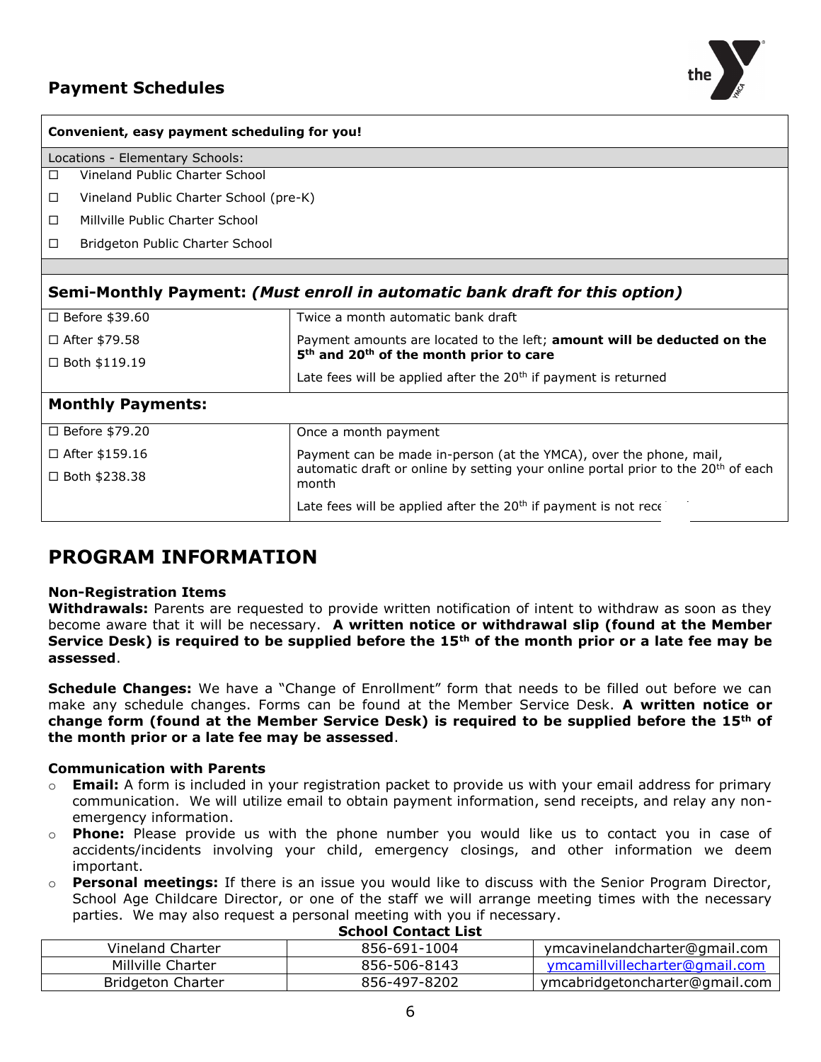## Payment Schedules

| Convenient, easy payment scheduling for you! | |
|---|---|
| Locations - Elementary Schools: | |
| ☐ Vineland Public Charter School | |
| ☐ Vineland Public Charter School (pre-K) | |
| ☐ Millville Public Charter School | |
| ☐ Bridgeton Public Charter School | |

**Semi-Monthly Payment:** ***(Must enroll in automatic bank draft for this option)***

| | |
|---|---|
| ☐ Before $39.60 | Twice a month automatic bank draft |
| ☐ After $79.58<br>☐ Both $119.19 | Payment amounts are located to the left; **amount will be deducted on the 5th and 20th of the month prior to care**<br>Late fees will be applied after the 20th if payment is returned |

**Monthly Payments:**

| | |
|---|---|
| ☐ Before $79.20 | Once a month payment |
| ☐ After $159.16<br>☐ Both $238.38 | Payment can be made in-person (at the YMCA), over the phone, mail, automatic draft or online by setting your online portal prior to the 20th of each month<br>Late fees will be applied after the 20th if payment is not rece |

# PROGRAM INFORMATION

**Non-Registration Items**

**Withdrawals:** Parents are requested to provide written notification of intent to withdraw as soon as they become aware that it will be necessary. **A written notice or withdrawal slip (found at the Member Service Desk) is required to be supplied before the 15th of the month prior or a late fee may be assessed**.

**Schedule Changes:** We have a "Change of Enrollment" form that needs to be filled out before we can make any schedule changes. Forms can be found at the Member Service Desk. **A written notice or change form (found at the Member Service Desk) is required to be supplied before the 15th of the month prior or a late fee may be assessed**.

**Communication with Parents**

- **Email:** A form is included in your registration packet to provide us with your email address for primary communication. We will utilize email to obtain payment information, send receipts, and relay any non-emergency information.
- **Phone:** Please provide us with the phone number you would like us to contact you in case of accidents/incidents involving your child, emergency closings, and other information we deem important.
- **Personal meetings:** If there is an issue you would like to discuss with the Senior Program Director, School Age Childcare Director, or one of the staff we will arrange meeting times with the necessary parties. We may also request a personal meeting with you if necessary.

**School Contact List**

| | | |
|---|---|---|
| Vineland Charter | 856-691-1004 | ymcavinelandcharter@gmail.com |
| Millville Charter | 856-506-8143 | ymcamillvillecharter@gmail.com |
| Bridgeton Charter | 856-497-8202 | ymcabridgetoncharter@gmail.com |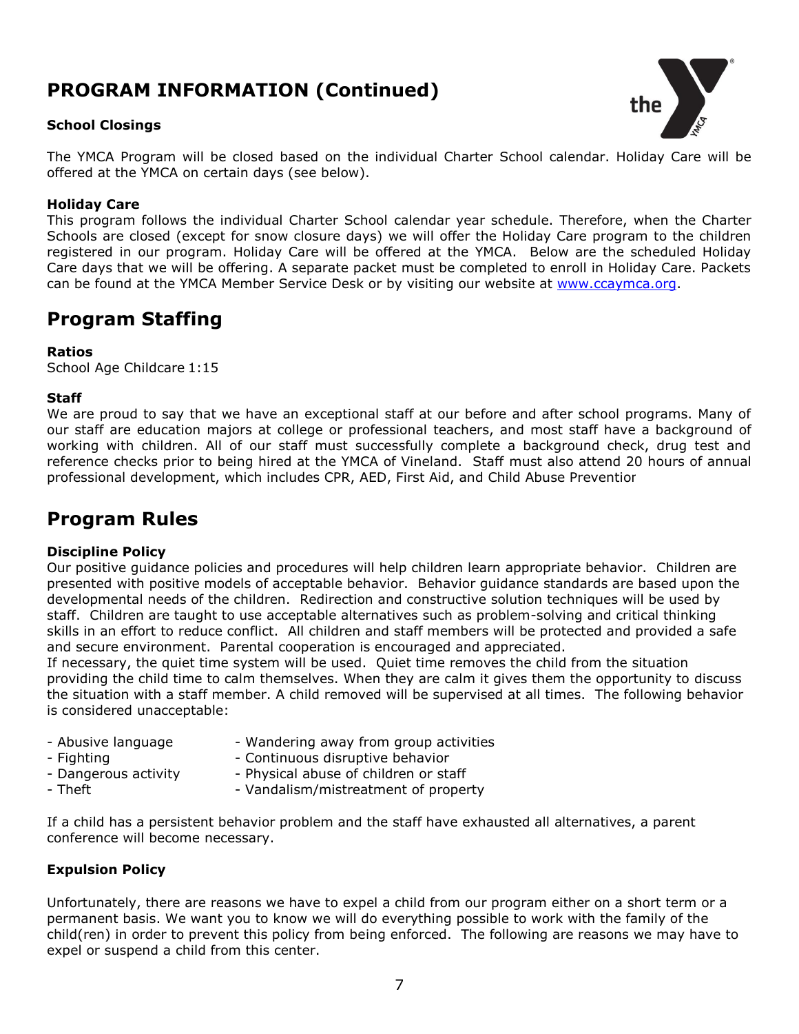## PROGRAM INFORMATION (Continued)

**School Closings**

The YMCA Program will be closed based on the individual Charter School calendar. Holiday Care will be offered at the YMCA on certain days (see below).

**Holiday Care**

This program follows the individual Charter School calendar year schedule. Therefore, when the Charter Schools are closed (except for snow closure days) we will offer the Holiday Care program to the children registered in our program. Holiday Care will be offered at the YMCA. Below are the scheduled Holiday Care days that we will be offering. A separate packet must be completed to enroll in Holiday Care. Packets can be found at the YMCA Member Service Desk or by visiting our website at www.ccaymca.org.

## Program Staffing

**Ratios**

School Age Childcare 1:15

**Staff**

We are proud to say that we have an exceptional staff at our before and after school programs. Many of our staff are education majors at college or professional teachers, and most staff have a background of working with children. All of our staff must successfully complete a background check, drug test and reference checks prior to being hired at the YMCA of Vineland. Staff must also attend 20 hours of annual professional development, which includes CPR, AED, First Aid, and Child Abuse Preventior

## Program Rules

**Discipline Policy**

Our positive guidance policies and procedures will help children learn appropriate behavior. Children are presented with positive models of acceptable behavior. Behavior guidance standards are based upon the developmental needs of the children. Redirection and constructive solution techniques will be used by staff. Children are taught to use acceptable alternatives such as problem-solving and critical thinking skills in an effort to reduce conflict. All children and staff members will be protected and provided a safe and secure environment. Parental cooperation is encouraged and appreciated.
If necessary, the quiet time system will be used. Quiet time removes the child from the situation providing the child time to calm themselves. When they are calm it gives them the opportunity to discuss the situation with a staff member. A child removed will be supervised at all times. The following behavior is considered unacceptable:

- Abusive language
- Fighting
- Dangerous activity
- Theft
- Wandering away from group activities
- Continuous disruptive behavior
- Physical abuse of children or staff
- Vandalism/mistreatment of property

If a child has a persistent behavior problem and the staff have exhausted all alternatives, a parent conference will become necessary.

**Expulsion Policy**

Unfortunately, there are reasons we have to expel a child from our program either on a short term or a permanent basis. We want you to know we will do everything possible to work with the family of the child(ren) in order to prevent this policy from being enforced. The following are reasons we may have to expel or suspend a child from this center.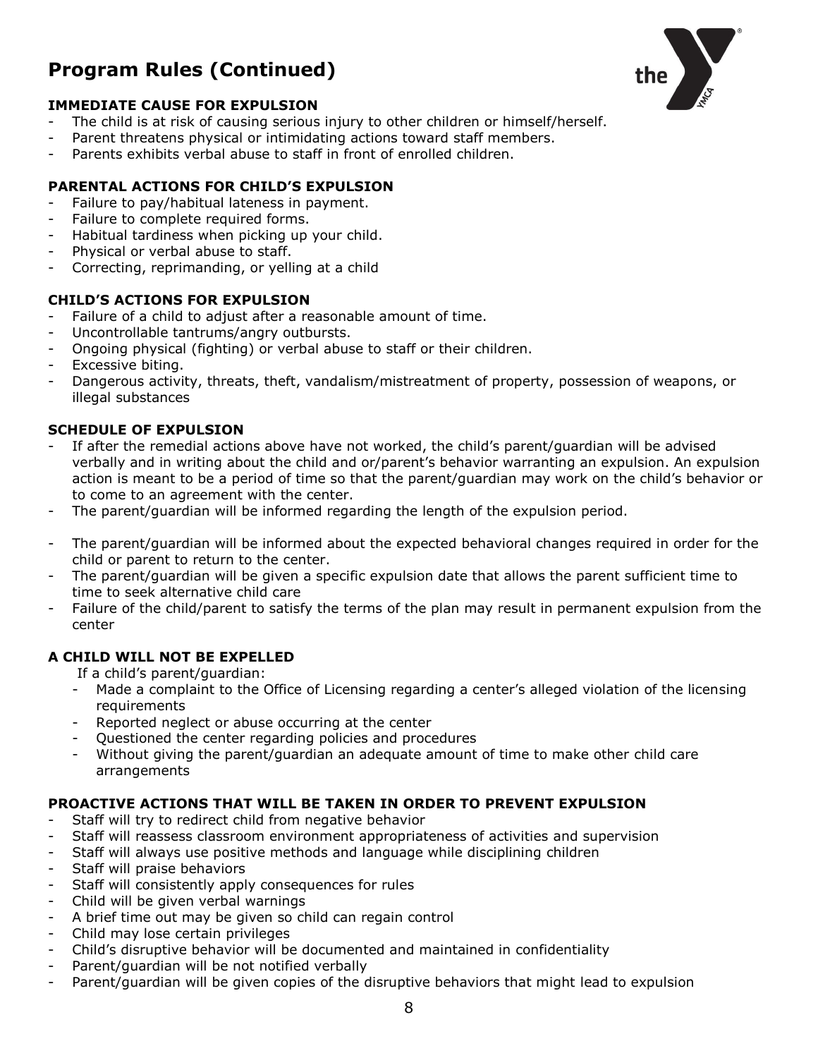## Program Rules (Continued)

**IMMEDIATE CAUSE FOR EXPULSION**

- The child is at risk of causing serious injury to other children or himself/herself.
- Parent threatens physical or intimidating actions toward staff members.
- Parents exhibits verbal abuse to staff in front of enrolled children.

**PARENTAL ACTIONS FOR CHILD'S EXPULSION**

- Failure to pay/habitual lateness in payment.
- Failure to complete required forms.
- Habitual tardiness when picking up your child.
- Physical or verbal abuse to staff.
- Correcting, reprimanding, or yelling at a child

**CHILD'S ACTIONS FOR EXPULSION**

- Failure of a child to adjust after a reasonable amount of time.
- Uncontrollable tantrums/angry outbursts.
- Ongoing physical (fighting) or verbal abuse to staff or their children.
- Excessive biting.
- Dangerous activity, threats, theft, vandalism/mistreatment of property, possession of weapons, or illegal substances

**SCHEDULE OF EXPULSION**

- If after the remedial actions above have not worked, the child's parent/guardian will be advised verbally and in writing about the child and or/parent's behavior warranting an expulsion. An expulsion action is meant to be a period of time so that the parent/guardian may work on the child's behavior or to come to an agreement with the center.
- The parent/guardian will be informed regarding the length of the expulsion period.
- The parent/guardian will be informed about the expected behavioral changes required in order for the child or parent to return to the center.
- The parent/guardian will be given a specific expulsion date that allows the parent sufficient time to time to seek alternative child care
- Failure of the child/parent to satisfy the terms of the plan may result in permanent expulsion from the center

**A CHILD WILL NOT BE EXPELLED**

If a child's parent/guardian:

- Made a complaint to the Office of Licensing regarding a center's alleged violation of the licensing requirements
- Reported neglect or abuse occurring at the center
- Questioned the center regarding policies and procedures
- Without giving the parent/guardian an adequate amount of time to make other child care arrangements

**PROACTIVE ACTIONS THAT WILL BE TAKEN IN ORDER TO PREVENT EXPULSION**

- Staff will try to redirect child from negative behavior
- Staff will reassess classroom environment appropriateness of activities and supervision
- Staff will always use positive methods and language while disciplining children
- Staff will praise behaviors
- Staff will consistently apply consequences for rules
- Child will be given verbal warnings
- A brief time out may be given so child can regain control
- Child may lose certain privileges
- Child's disruptive behavior will be documented and maintained in confidentiality
- Parent/guardian will be not notified verbally
- Parent/guardian will be given copies of the disruptive behaviors that might lead to expulsion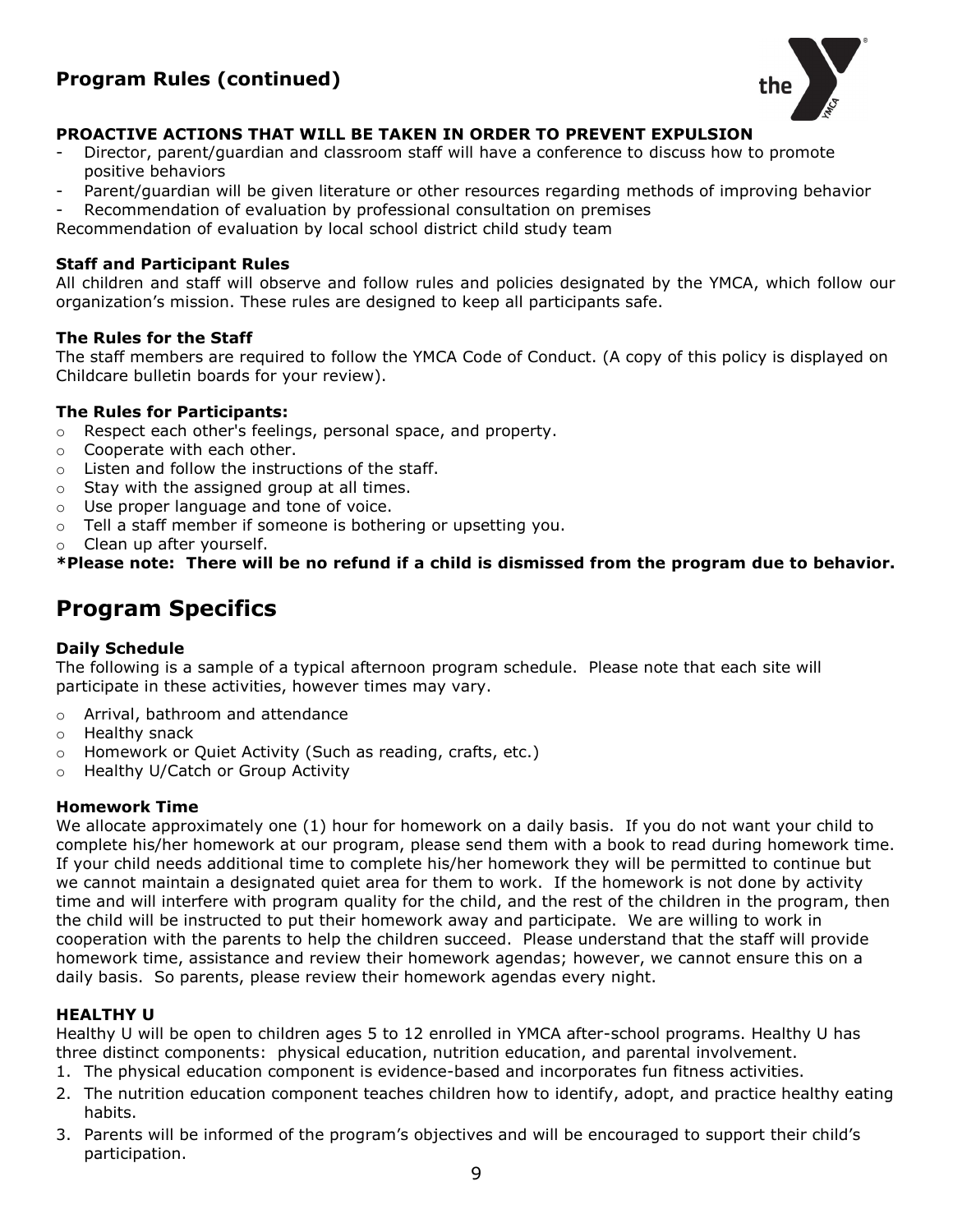## Program Rules (continued)

**PROACTIVE ACTIONS THAT WILL BE TAKEN IN ORDER TO PREVENT EXPULSION**

- Director, parent/guardian and classroom staff will have a conference to discuss how to promote positive behaviors
- Parent/guardian will be given literature or other resources regarding methods of improving behavior
- Recommendation of evaluation by professional consultation on premises

Recommendation of evaluation by local school district child study team

**Staff and Participant Rules**

All children and staff will observe and follow rules and policies designated by the YMCA, which follow our organization's mission. These rules are designed to keep all participants safe.

**The Rules for the Staff**

The staff members are required to follow the YMCA Code of Conduct. (A copy of this policy is displayed on Childcare bulletin boards for your review).

**The Rules for Participants:**

- Respect each other's feelings, personal space, and property.
- Cooperate with each other.
- Listen and follow the instructions of the staff.
- Stay with the assigned group at all times.
- Use proper language and tone of voice.
- Tell a staff member if someone is bothering or upsetting you.
- Clean up after yourself.

**\*Please note: There will be no refund if a child is dismissed from the program due to behavior.**

# Program Specifics

**Daily Schedule**

The following is a sample of a typical afternoon program schedule. Please note that each site will participate in these activities, however times may vary.

- Arrival, bathroom and attendance
- Healthy snack
- Homework or Quiet Activity (Such as reading, crafts, etc.)
- Healthy U/Catch or Group Activity

**Homework Time**

We allocate approximately one (1) hour for homework on a daily basis. If you do not want your child to complete his/her homework at our program, please send them with a book to read during homework time. If your child needs additional time to complete his/her homework they will be permitted to continue but we cannot maintain a designated quiet area for them to work. If the homework is not done by activity time and will interfere with program quality for the child, and the rest of the children in the program, then the child will be instructed to put their homework away and participate. We are willing to work in cooperation with the parents to help the children succeed. Please understand that the staff will provide homework time, assistance and review their homework agendas; however, we cannot ensure this on a daily basis. So parents, please review their homework agendas every night.

**HEALTHY U**

Healthy U will be open to children ages 5 to 12 enrolled in YMCA after-school programs. Healthy U has three distinct components: physical education, nutrition education, and parental involvement.

1. The physical education component is evidence-based and incorporates fun fitness activities.
2. The nutrition education component teaches children how to identify, adopt, and practice healthy eating habits.
3. Parents will be informed of the program's objectives and will be encouraged to support their child's participation.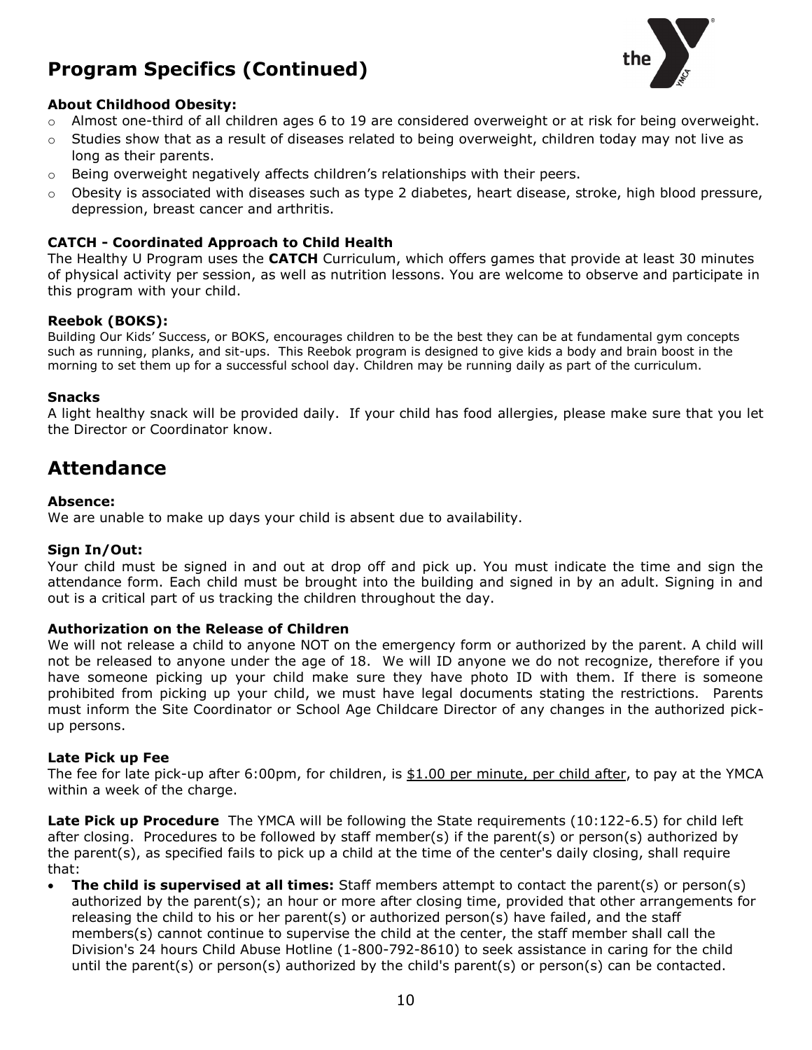## Program Specifics (Continued)

**About Childhood Obesity:**

- Almost one-third of all children ages 6 to 19 are considered overweight or at risk for being overweight.
- Studies show that as a result of diseases related to being overweight, children today may not live as long as their parents.
- Being overweight negatively affects children's relationships with their peers.
- Obesity is associated with diseases such as type 2 diabetes, heart disease, stroke, high blood pressure, depression, breast cancer and arthritis.

**CATCH - Coordinated Approach to Child Health**

The Healthy U Program uses the **CATCH** Curriculum, which offers games that provide at least 30 minutes of physical activity per session, as well as nutrition lessons. You are welcome to observe and participate in this program with your child.

**Reebok (BOKS):**

Building Our Kids' Success, or BOKS, encourages children to be the best they can be at fundamental gym concepts such as running, planks, and sit-ups. This Reebok program is designed to give kids a body and brain boost in the morning to set them up for a successful school day. Children may be running daily as part of the curriculum.

**Snacks**

A light healthy snack will be provided daily. If your child has food allergies, please make sure that you let the Director or Coordinator know.

## Attendance

**Absence:**

We are unable to make up days your child is absent due to availability.

**Sign In/Out:**

Your child must be signed in and out at drop off and pick up. You must indicate the time and sign the attendance form. Each child must be brought into the building and signed in by an adult. Signing in and out is a critical part of us tracking the children throughout the day.

**Authorization on the Release of Children**

We will not release a child to anyone NOT on the emergency form or authorized by the parent. A child will not be released to anyone under the age of 18. We will ID anyone we do not recognize, therefore if you have someone picking up your child make sure they have photo ID with them. If there is someone prohibited from picking up your child, we must have legal documents stating the restrictions. Parents must inform the Site Coordinator or School Age Childcare Director of any changes in the authorized pick-up persons.

**Late Pick up Fee**

The fee for late pick-up after 6:00pm, for children, is $1.00 per minute, per child after, to pay at the YMCA within a week of the charge.

**Late Pick up Procedure** The YMCA will be following the State requirements (10:122-6.5) for child left after closing. Procedures to be followed by staff member(s) if the parent(s) or person(s) authorized by the parent(s), as specified fails to pick up a child at the time of the center's daily closing, shall require that:

- **The child is supervised at all times:** Staff members attempt to contact the parent(s) or person(s) authorized by the parent(s); an hour or more after closing time, provided that other arrangements for releasing the child to his or her parent(s) or authorized person(s) have failed, and the staff members(s) cannot continue to supervise the child at the center, the staff member shall call the Division's 24 hours Child Abuse Hotline (1-800-792-8610) to seek assistance in caring for the child until the parent(s) or person(s) authorized by the child's parent(s) or person(s) can be contacted.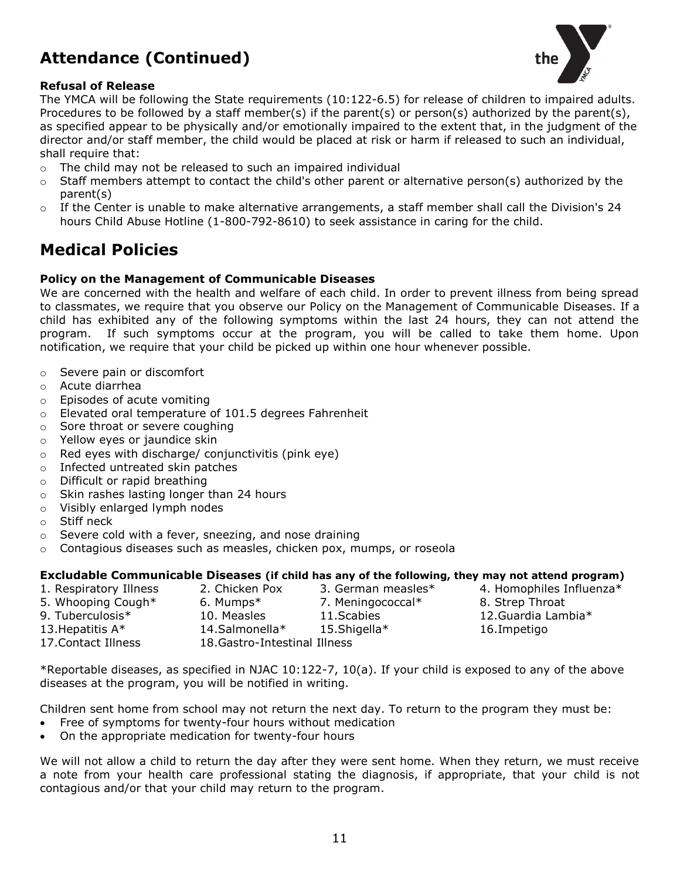## Attendance (Continued)

**Refusal of Release**

The YMCA will be following the State requirements (10:122-6.5) for release of children to impaired adults. Procedures to be followed by a staff member(s) if the parent(s) or person(s) authorized by the parent(s), as specified appear to be physically and/or emotionally impaired to the extent that, in the judgment of the director and/or staff member, the child would be placed at risk or harm if released to such an individual, shall require that:

- The child may not be released to such an impaired individual
- Staff members attempt to contact the child's other parent or alternative person(s) authorized by the parent(s)
- If the Center is unable to make alternative arrangements, a staff member shall call the Division's 24 hours Child Abuse Hotline (1-800-792-8610) to seek assistance in caring for the child.

## Medical Policies

**Policy on the Management of Communicable Diseases**

We are concerned with the health and welfare of each child. In order to prevent illness from being spread to classmates, we require that you observe our Policy on the Management of Communicable Diseases. If a child has exhibited any of the following symptoms within the last 24 hours, they can not attend the program. If such symptoms occur at the program, you will be called to take them home. Upon notification, we require that your child be picked up within one hour whenever possible.

- Severe pain or discomfort
- Acute diarrhea
- Episodes of acute vomiting
- Elevated oral temperature of 101.5 degrees Fahrenheit
- Sore throat or severe coughing
- Yellow eyes or jaundice skin
- Red eyes with discharge/ conjunctivitis (pink eye)
- Infected untreated skin patches
- Difficult or rapid breathing
- Skin rashes lasting longer than 24 hours
- Visibly enlarged lymph nodes
- Stiff neck
- Severe cold with a fever, sneezing, and nose draining
- Contagious diseases such as measles, chicken pox, mumps, or roseola

**Excludable Communicable Diseases (if child has any of the following, they may not attend program)**

1. Respiratory Illness
2. Chicken Pox
3. German measles*
4. Homophiles Influenza*
5. Whooping Cough*
6. Mumps*
7. Meningococcal*
8. Strep Throat
9. Tuberculosis*
10. Measles
11. Scabies
12. Guardia Lambia*
13. Hepatitis A*
14. Salmonella*
15. Shigella*
16. Impetigo
17. Contact Illness
18. Gastro-Intestinal Illness

*Reportable diseases, as specified in NJAC 10:122-7, 10(a). If your child is exposed to any of the above diseases at the program, you will be notified in writing.

Children sent home from school may not return the next day. To return to the program they must be:

- Free of symptoms for twenty-four hours without medication
- On the appropriate medication for twenty-four hours

We will not allow a child to return the day after they were sent home. When they return, we must receive a note from your health care professional stating the diagnosis, if appropriate, that your child is not contagious and/or that your child may return to the program.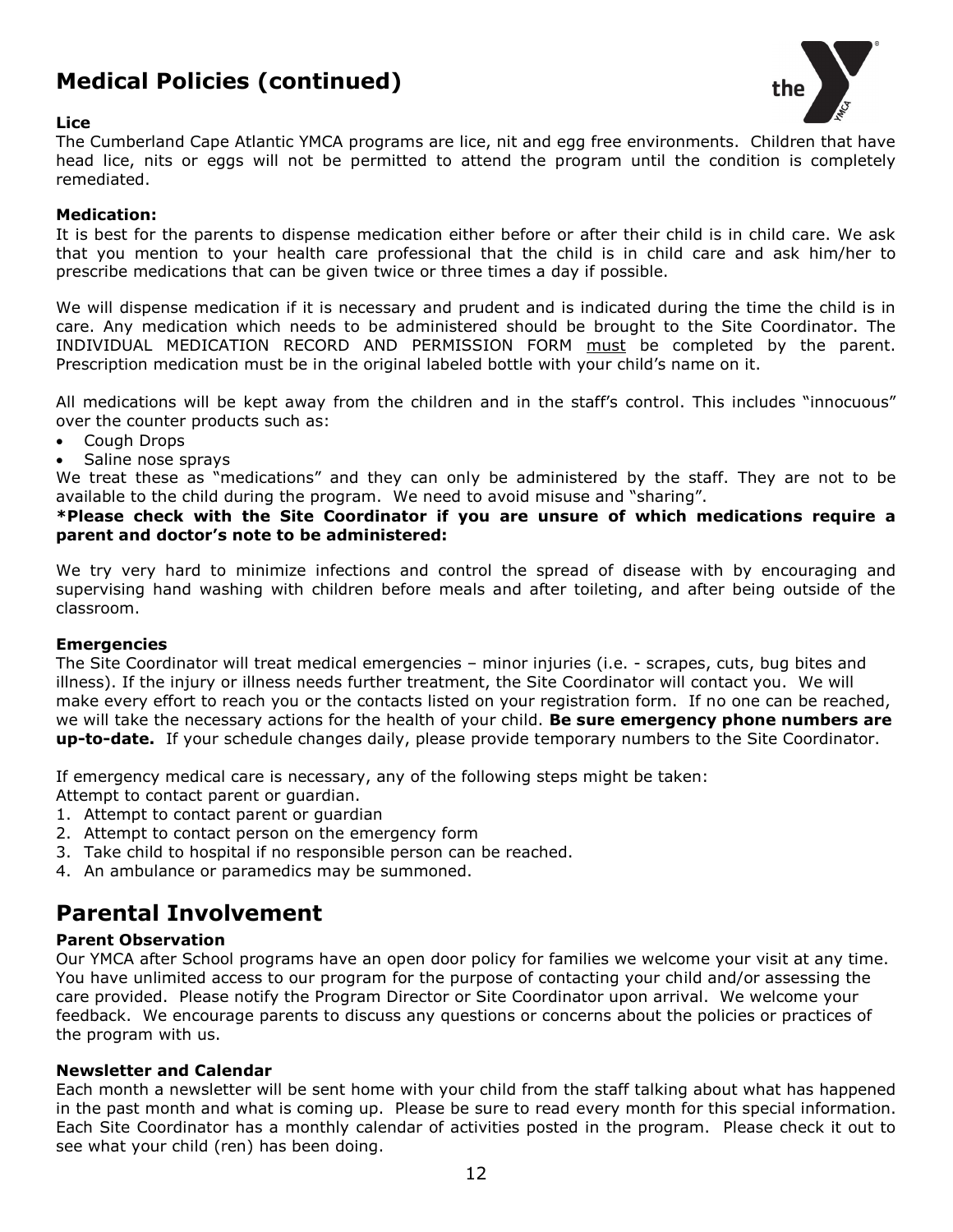## Medical Policies (continued)

**Lice**

The Cumberland Cape Atlantic YMCA programs are lice, nit and egg free environments. Children that have head lice, nits or eggs will not be permitted to attend the program until the condition is completely remediated.

**Medication:**

It is best for the parents to dispense medication either before or after their child is in child care. We ask that you mention to your health care professional that the child is in child care and ask him/her to prescribe medications that can be given twice or three times a day if possible.

We will dispense medication if it is necessary and prudent and is indicated during the time the child is in care. Any medication which needs to be administered should be brought to the Site Coordinator. The INDIVIDUAL MEDICATION RECORD AND PERMISSION FORM must be completed by the parent. Prescription medication must be in the original labeled bottle with your child's name on it.

All medications will be kept away from the children and in the staff's control. This includes "innocuous" over the counter products such as:

- Cough Drops
- Saline nose sprays

We treat these as "medications" and they can only be administered by the staff. They are not to be available to the child during the program. We need to avoid misuse and "sharing".

**\*Please check with the Site Coordinator if you are unsure of which medications require a parent and doctor's note to be administered:**

We try very hard to minimize infections and control the spread of disease with by encouraging and supervising hand washing with children before meals and after toileting, and after being outside of the classroom.

**Emergencies**

The Site Coordinator will treat medical emergencies – minor injuries (i.e. - scrapes, cuts, bug bites and illness). If the injury or illness needs further treatment, the Site Coordinator will contact you. We will make every effort to reach you or the contacts listed on your registration form. If no one can be reached, we will take the necessary actions for the health of your child. **Be sure emergency phone numbers are up-to-date.** If your schedule changes daily, please provide temporary numbers to the Site Coordinator.

If emergency medical care is necessary, any of the following steps might be taken:
Attempt to contact parent or guardian.

1. Attempt to contact parent or guardian
2. Attempt to contact person on the emergency form
3. Take child to hospital if no responsible person can be reached.
4. An ambulance or paramedics may be summoned.

## Parental Involvement

**Parent Observation**

Our YMCA after School programs have an open door policy for families we welcome your visit at any time. You have unlimited access to our program for the purpose of contacting your child and/or assessing the care provided. Please notify the Program Director or Site Coordinator upon arrival. We welcome your feedback. We encourage parents to discuss any questions or concerns about the policies or practices of the program with us.

**Newsletter and Calendar**

Each month a newsletter will be sent home with your child from the staff talking about what has happened in the past month and what is coming up. Please be sure to read every month for this special information. Each Site Coordinator has a monthly calendar of activities posted in the program. Please check it out to see what your child (ren) has been doing.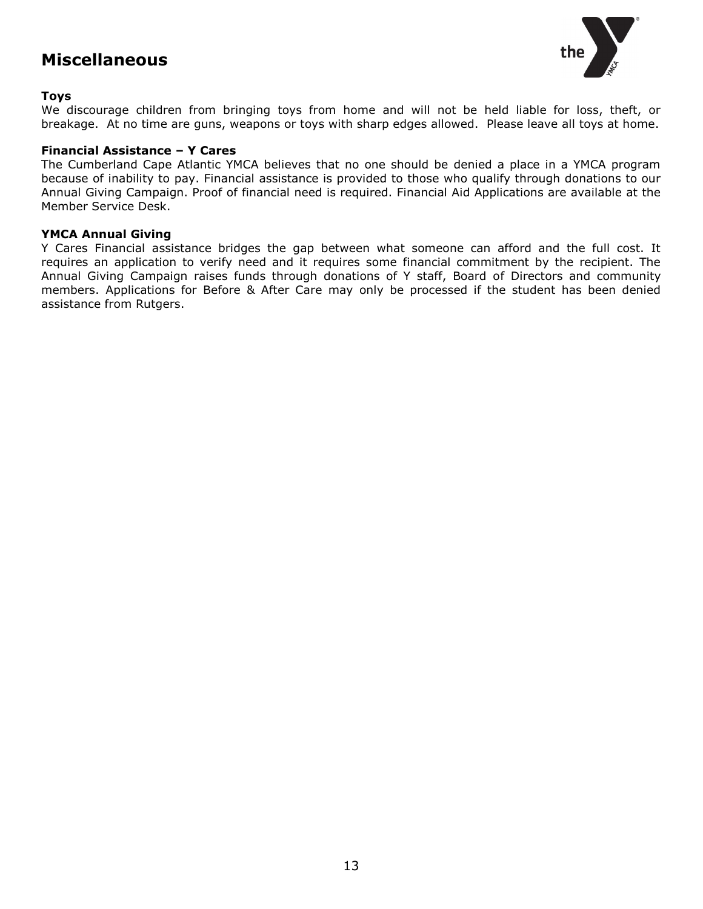# Miscellaneous

**Toys**
We discourage children from bringing toys from home and will not be held liable for loss, theft, or breakage. At no time are guns, weapons or toys with sharp edges allowed. Please leave all toys at home.

**Financial Assistance – Y Cares**
The Cumberland Cape Atlantic YMCA believes that no one should be denied a place in a YMCA program because of inability to pay. Financial assistance is provided to those who qualify through donations to our Annual Giving Campaign. Proof of financial need is required. Financial Aid Applications are available at the Member Service Desk.

**YMCA Annual Giving**
Y Cares Financial assistance bridges the gap between what someone can afford and the full cost. It requires an application to verify need and it requires some financial commitment by the recipient. The Annual Giving Campaign raises funds through donations of Y staff, Board of Directors and community members. Applications for Before & After Care may only be processed if the student has been denied assistance from Rutgers.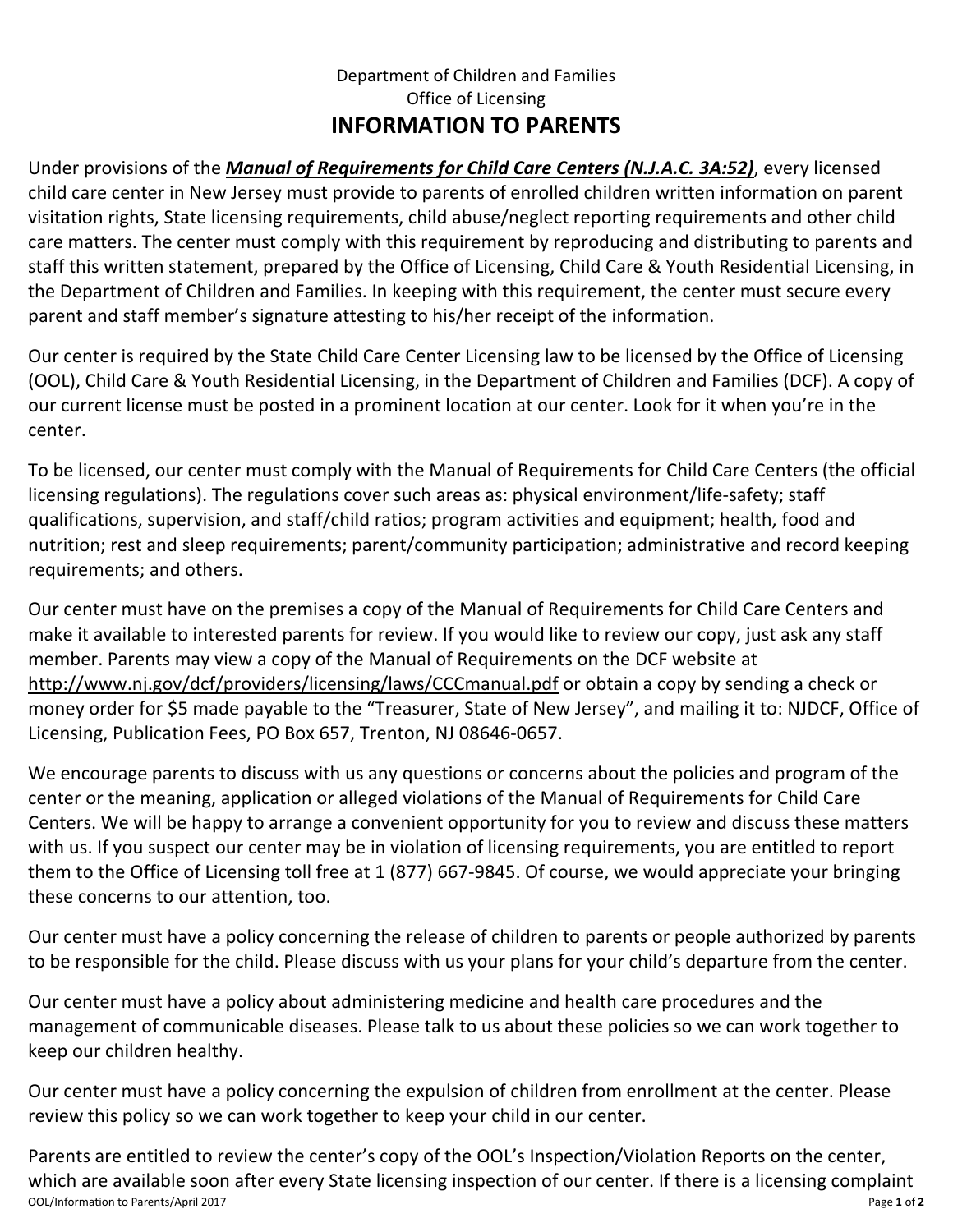Department of Children and Families

Office of Licensing

# INFORMATION TO PARENTS

Under provisions of the ***Manual of Requirements for Child Care Centers (N.J.A.C. 3A:52)***, every licensed child care center in New Jersey must provide to parents of enrolled children written information on parent visitation rights, State licensing requirements, child abuse/neglect reporting requirements and other child care matters. The center must comply with this requirement by reproducing and distributing to parents and staff this written statement, prepared by the Office of Licensing, Child Care & Youth Residential Licensing, in the Department of Children and Families. In keeping with this requirement, the center must secure every parent and staff member's signature attesting to his/her receipt of the information.

Our center is required by the State Child Care Center Licensing law to be licensed by the Office of Licensing (OOL), Child Care & Youth Residential Licensing, in the Department of Children and Families (DCF). A copy of our current license must be posted in a prominent location at our center. Look for it when you're in the center.

To be licensed, our center must comply with the Manual of Requirements for Child Care Centers (the official licensing regulations). The regulations cover such areas as: physical environment/life-safety; staff qualifications, supervision, and staff/child ratios; program activities and equipment; health, food and nutrition; rest and sleep requirements; parent/community participation; administrative and record keeping requirements; and others.

Our center must have on the premises a copy of the Manual of Requirements for Child Care Centers and make it available to interested parents for review. If you would like to review our copy, just ask any staff member. Parents may view a copy of the Manual of Requirements on the DCF website at http://www.nj.gov/dcf/providers/licensing/laws/CCCmanual.pdf or obtain a copy by sending a check or money order for $5 made payable to the "Treasurer, State of New Jersey", and mailing it to: NJDCF, Office of Licensing, Publication Fees, PO Box 657, Trenton, NJ 08646-0657.

We encourage parents to discuss with us any questions or concerns about the policies and program of the center or the meaning, application or alleged violations of the Manual of Requirements for Child Care Centers. We will be happy to arrange a convenient opportunity for you to review and discuss these matters with us. If you suspect our center may be in violation of licensing requirements, you are entitled to report them to the Office of Licensing toll free at 1 (877) 667-9845. Of course, we would appreciate your bringing these concerns to our attention, too.

Our center must have a policy concerning the release of children to parents or people authorized by parents to be responsible for the child. Please discuss with us your plans for your child's departure from the center.

Our center must have a policy about administering medicine and health care procedures and the management of communicable diseases. Please talk to us about these policies so we can work together to keep our children healthy.

Our center must have a policy concerning the expulsion of children from enrollment at the center. Please review this policy so we can work together to keep your child in our center.

Parents are entitled to review the center's copy of the OOL's Inspection/Violation Reports on the center, which are available soon after every State licensing inspection of our center. If there is a licensing complaint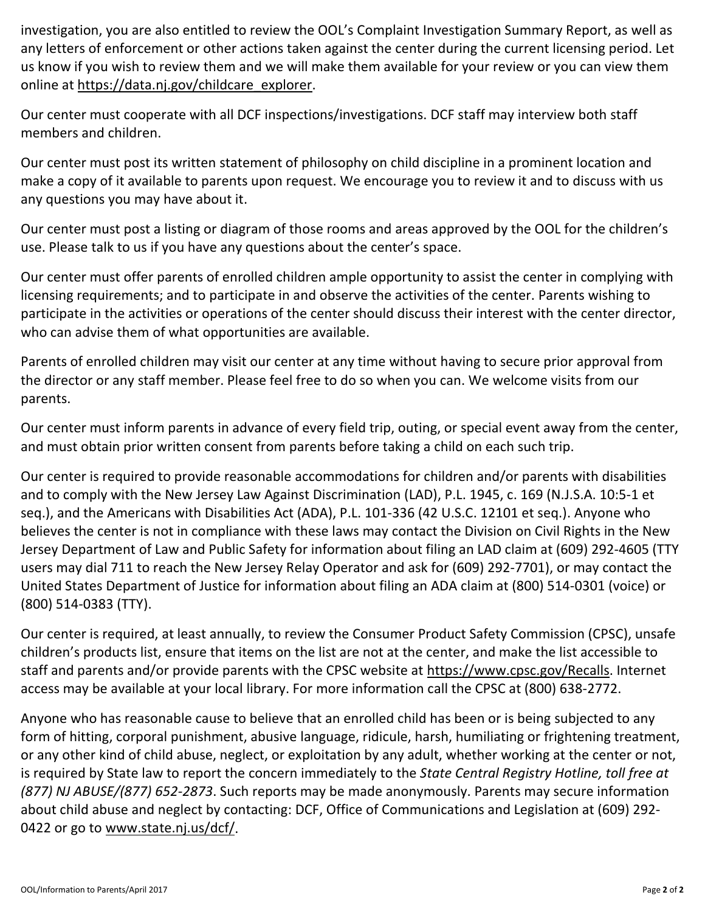investigation, you are also entitled to review the OOL's Complaint Investigation Summary Report, as well as any letters of enforcement or other actions taken against the center during the current licensing period. Let us know if you wish to review them and we will make them available for your review or you can view them online at https://data.nj.gov/childcare_explorer.

Our center must cooperate with all DCF inspections/investigations. DCF staff may interview both staff members and children.

Our center must post its written statement of philosophy on child discipline in a prominent location and make a copy of it available to parents upon request. We encourage you to review it and to discuss with us any questions you may have about it.

Our center must post a listing or diagram of those rooms and areas approved by the OOL for the children's use. Please talk to us if you have any questions about the center's space.

Our center must offer parents of enrolled children ample opportunity to assist the center in complying with licensing requirements; and to participate in and observe the activities of the center. Parents wishing to participate in the activities or operations of the center should discuss their interest with the center director, who can advise them of what opportunities are available.

Parents of enrolled children may visit our center at any time without having to secure prior approval from the director or any staff member. Please feel free to do so when you can. We welcome visits from our parents.

Our center must inform parents in advance of every field trip, outing, or special event away from the center, and must obtain prior written consent from parents before taking a child on each such trip.

Our center is required to provide reasonable accommodations for children and/or parents with disabilities and to comply with the New Jersey Law Against Discrimination (LAD), P.L. 1945, c. 169 (N.J.S.A. 10:5-1 et seq.), and the Americans with Disabilities Act (ADA), P.L. 101-336 (42 U.S.C. 12101 et seq.). Anyone who believes the center is not in compliance with these laws may contact the Division on Civil Rights in the New Jersey Department of Law and Public Safety for information about filing an LAD claim at (609) 292-4605 (TTY users may dial 711 to reach the New Jersey Relay Operator and ask for (609) 292-7701), or may contact the United States Department of Justice for information about filing an ADA claim at (800) 514-0301 (voice) or (800) 514-0383 (TTY).

Our center is required, at least annually, to review the Consumer Product Safety Commission (CPSC), unsafe children's products list, ensure that items on the list are not at the center, and make the list accessible to staff and parents and/or provide parents with the CPSC website at https://www.cpsc.gov/Recalls. Internet access may be available at your local library. For more information call the CPSC at (800) 638-2772.

Anyone who has reasonable cause to believe that an enrolled child has been or is being subjected to any form of hitting, corporal punishment, abusive language, ridicule, harsh, humiliating or frightening treatment, or any other kind of child abuse, neglect, or exploitation by any adult, whether working at the center or not, is required by State law to report the concern immediately to the *State Central Registry Hotline, toll free at (877) NJ ABUSE/(877) 652-2873*. Such reports may be made anonymously. Parents may secure information about child abuse and neglect by contacting: DCF, Office of Communications and Legislation at (609) 292-0422 or go to www.state.nj.us/dcf/.

OOL/Information to Parents/April 2017